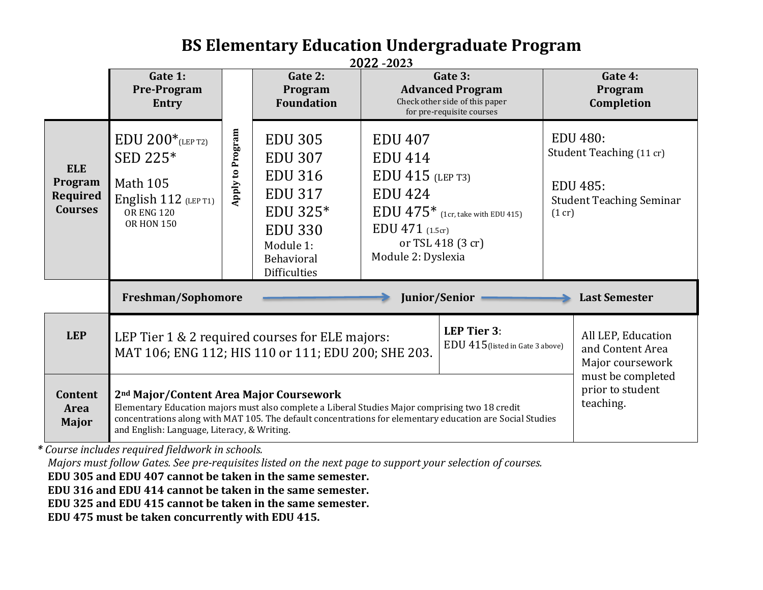# BS Elementary Education Undergraduate Program

**2022 -2023**

| | Gate 1: Pre-Program Entry | | Gate 2: Program Foundation | Gate 3: Advanced Program (Check other side of this paper for pre-requisite courses) | Gate 4: Program Completion |
|---|---|---|---|---|---|
| **ELE Program Required Courses** | EDU 200* (LEP T2)<br>SED 225*<br>Math 105<br>English 112 (LEP T1) OR ENG 120 OR HON 150 | **Apply to Program** | EDU 305<br>EDU 307<br>EDU 316<br>EDU 317<br>EDU 325*<br>EDU 330<br>Module 1: Behavioral Difficulties | EDU 407<br>EDU 414<br>EDU 415 (LEP T3)<br>EDU 424<br>EDU 475* (1cr, take with EDU 415)<br>EDU 471 (1.5cr) or TSL 418 (3 cr)<br>Module 2: Dyslexia | EDU 480: Student Teaching (11 cr)<br><br>EDU 485: Student Teaching Seminar (1 cr) |
| | **Freshman/Sophomore** → | | | **Junior/Senior** → | **Last Semester** |
| **LEP** | LEP Tier 1 & 2 required courses for ELE majors: MAT 106; ENG 112; HIS 110 or 111; EDU 200; SHE 203. | | | **LEP Tier 3**: EDU 415 (listed in Gate 3 above) | All LEP, Education and Content Area Major coursework must be completed prior to student teaching. |
| **Content Area Major** | **2nd Major/Content Area Major Coursework**<br>Elementary Education majors must also complete a Liberal Studies Major comprising two 18 credit concentrations along with MAT 105. The default concentrations for elementary education are Social Studies and English: Language, Literacy, & Writing. | | | | |

*\* Course includes required fieldwork in schools.*

*Majors must follow Gates. See pre-requisites listed on the next page to support your selection of courses.*

**EDU 305 and EDU 407 cannot be taken in the same semester.**

**EDU 316 and EDU 414 cannot be taken in the same semester.**

**EDU 325 and EDU 415 cannot be taken in the same semester.**

**EDU 475 must be taken concurrently with EDU 415.**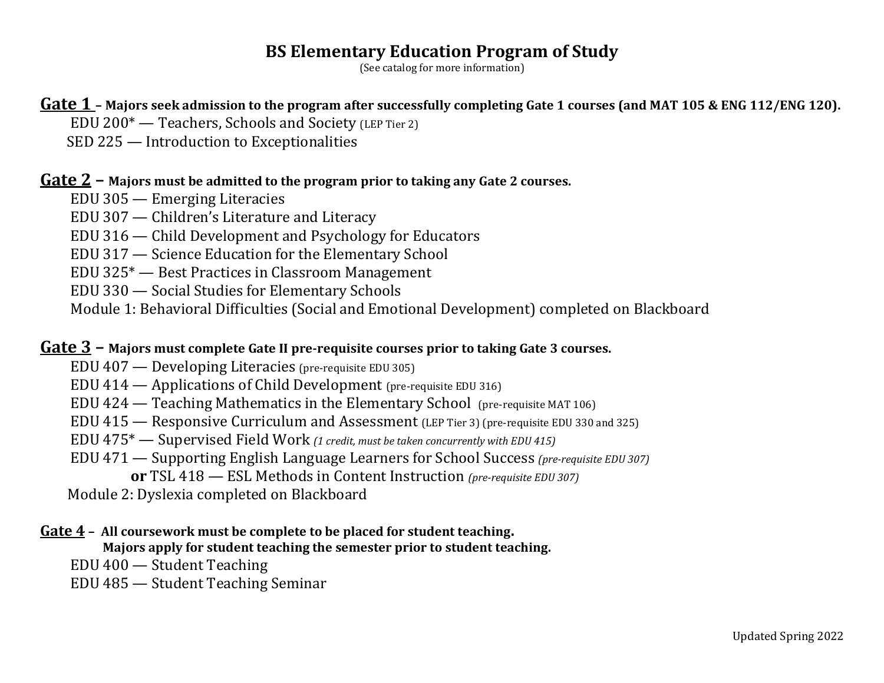# BS Elementary Education Program of Study

(See catalog for more information)

**Gate 1 – Majors seek admission to the program after successfully completing Gate 1 courses (and MAT 105 & ENG 112/ENG 120).**

- EDU 200* — Teachers, Schools and Society (LEP Tier 2)
- SED 225 — Introduction to Exceptionalities

**Gate 2 – Majors must be admitted to the program prior to taking any Gate 2 courses.**

- EDU 305 — Emerging Literacies
- EDU 307 — Children's Literature and Literacy
- EDU 316 — Child Development and Psychology for Educators
- EDU 317 — Science Education for the Elementary School
- EDU 325* — Best Practices in Classroom Management
- EDU 330 — Social Studies for Elementary Schools
- Module 1: Behavioral Difficulties (Social and Emotional Development) completed on Blackboard

**Gate 3 – Majors must complete Gate II pre-requisite courses prior to taking Gate 3 courses.**

- EDU 407 — Developing Literacies (pre-requisite EDU 305)
- EDU 414 — Applications of Child Development (pre-requisite EDU 316)
- EDU 424 — Teaching Mathematics in the Elementary School (pre-requisite MAT 106)
- EDU 415 — Responsive Curriculum and Assessment (LEP Tier 3) (pre-requisite EDU 330 and 325)
- EDU 475* — Supervised Field Work *(1 credit, must be taken concurrently with EDU 415)*
- EDU 471 — Supporting English Language Learners for School Success *(pre-requisite EDU 307)*
  - **or** TSL 418 — ESL Methods in Content Instruction *(pre-requisite EDU 307)*
- Module 2: Dyslexia completed on Blackboard

**Gate 4 – All coursework must be complete to be placed for student teaching.**
**Majors apply for student teaching the semester prior to student teaching.**

- EDU 400 — Student Teaching
- EDU 485 — Student Teaching Seminar

Updated Spring 2022